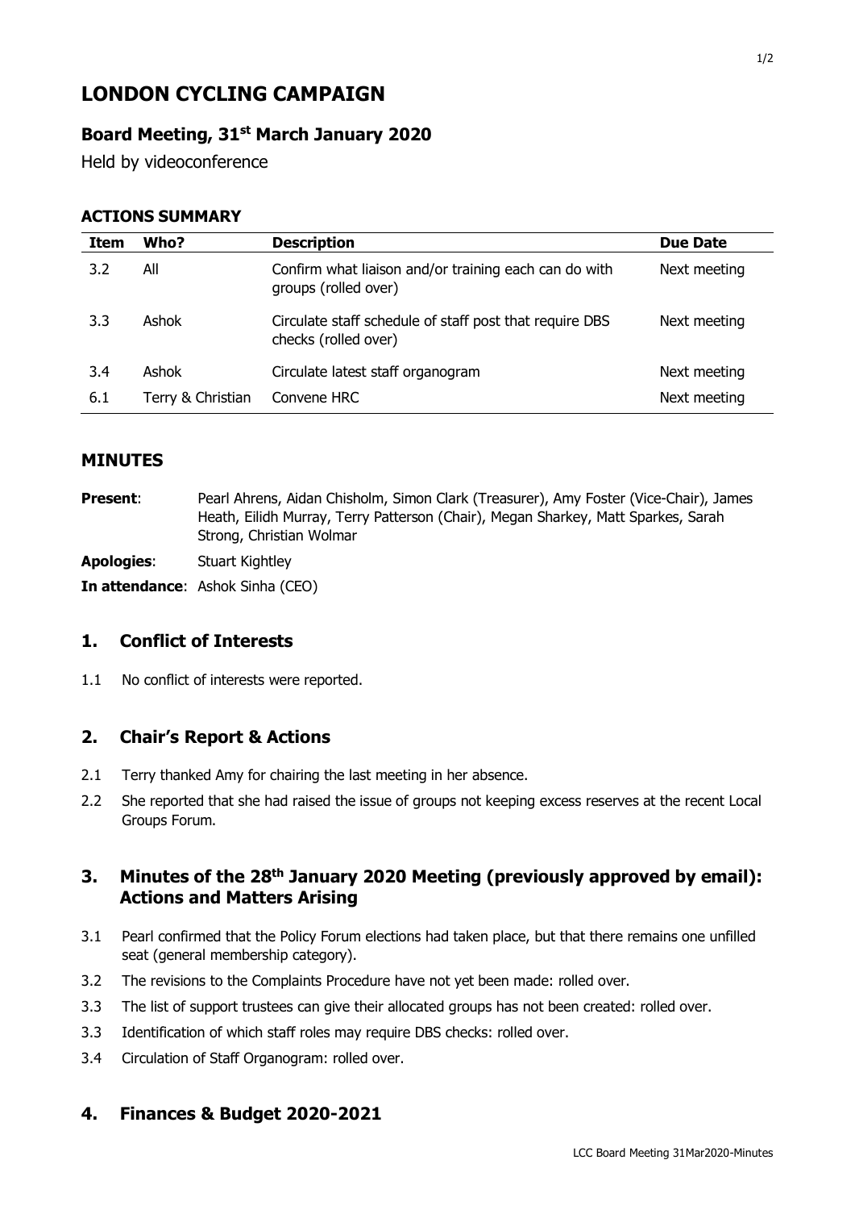# LONDON CYCLING CAMPAIGN

## Board Meeting, 31st March January 2020

Held by videoconference

### ACTIONS SUMMARY

| Item | Who? | Description | Due Date |
|---|---|---|---|
| 3.2 | All | Confirm what liaison and/or training each can do with groups (rolled over) | Next meeting |
| 3.3 | Ashok | Circulate staff schedule of staff post that require DBS checks (rolled over) | Next meeting |
| 3.4 | Ashok | Circulate latest staff organogram | Next meeting |
| 6.1 | Terry & Christian | Convene HRC | Next meeting |

## MINUTES

**Present**: Pearl Ahrens, Aidan Chisholm, Simon Clark (Treasurer), Amy Foster (Vice-Chair), James Heath, Eilidh Murray, Terry Patterson (Chair), Megan Sharkey, Matt Sparkes, Sarah Strong, Christian Wolmar

**Apologies**: Stuart Kightley

**In attendance**: Ashok Sinha (CEO)

## 1. Conflict of Interests

1.1 No conflict of interests were reported.

## 2. Chair's Report & Actions

2.1 Terry thanked Amy for chairing the last meeting in her absence.

2.2 She reported that she had raised the issue of groups not keeping excess reserves at the recent Local Groups Forum.

## 3. Minutes of the 28th January 2020 Meeting (previously approved by email): Actions and Matters Arising

3.1 Pearl confirmed that the Policy Forum elections had taken place, but that there remains one unfilled seat (general membership category).

3.2 The revisions to the Complaints Procedure have not yet been made: rolled over.

3.3 The list of support trustees can give their allocated groups has not been created: rolled over.

3.3 Identification of which staff roles may require DBS checks: rolled over.

3.4 Circulation of Staff Organogram: rolled over.

## 4. Finances & Budget 2020-2021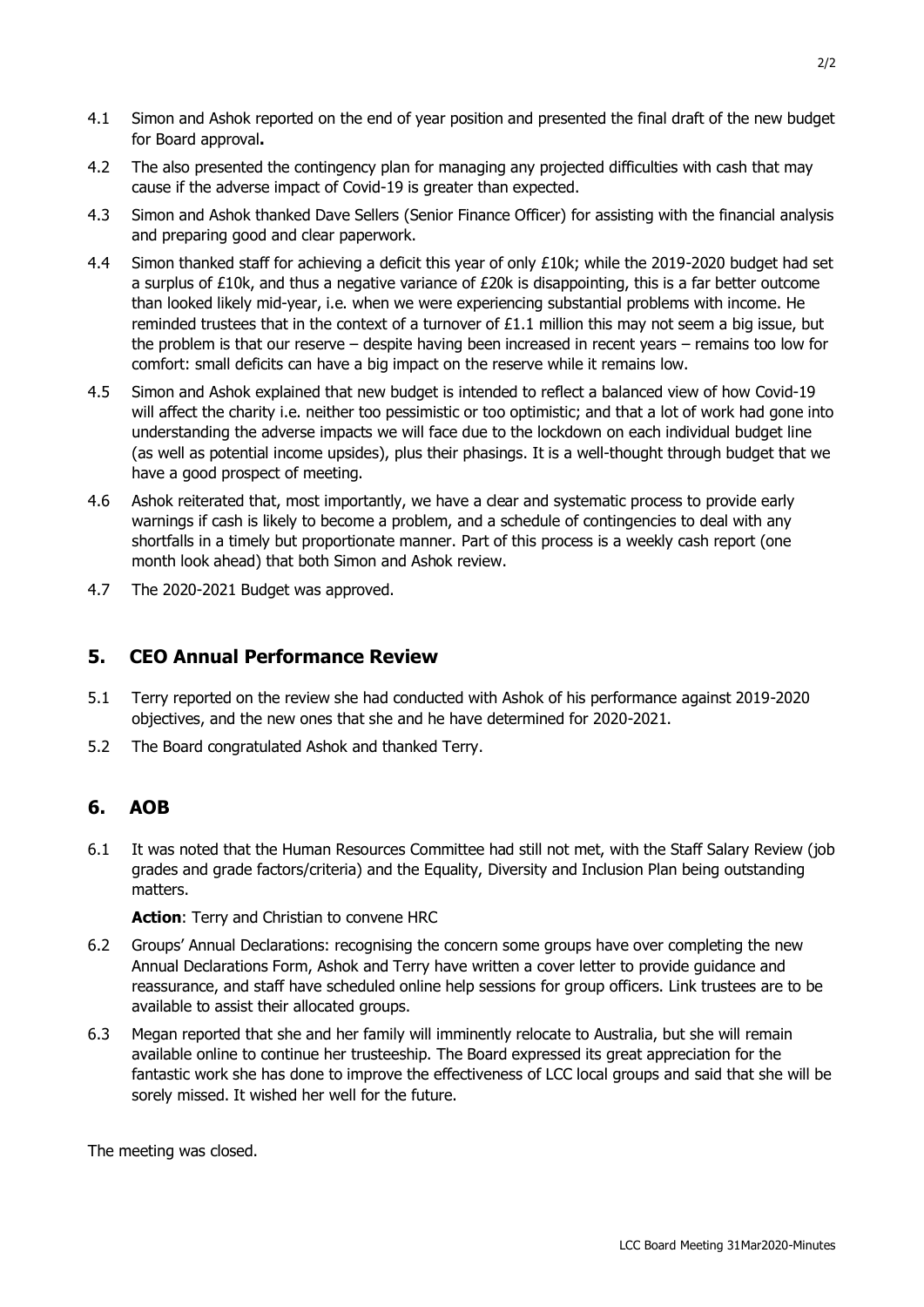4.1 Simon and Ashok reported on the end of year position and presented the final draft of the new budget for Board approval**.**

4.2 The also presented the contingency plan for managing any projected difficulties with cash that may cause if the adverse impact of Covid-19 is greater than expected.

4.3 Simon and Ashok thanked Dave Sellers (Senior Finance Officer) for assisting with the financial analysis and preparing good and clear paperwork.

4.4 Simon thanked staff for achieving a deficit this year of only £10k; while the 2019-2020 budget had set a surplus of £10k, and thus a negative variance of £20k is disappointing, this is a far better outcome than looked likely mid-year, i.e. when we were experiencing substantial problems with income. He reminded trustees that in the context of a turnover of £1.1 million this may not seem a big issue, but the problem is that our reserve – despite having been increased in recent years – remains too low for comfort: small deficits can have a big impact on the reserve while it remains low.

4.5 Simon and Ashok explained that new budget is intended to reflect a balanced view of how Covid-19 will affect the charity i.e. neither too pessimistic or too optimistic; and that a lot of work had gone into understanding the adverse impacts we will face due to the lockdown on each individual budget line (as well as potential income upsides), plus their phasings. It is a well-thought through budget that we have a good prospect of meeting.

4.6 Ashok reiterated that, most importantly, we have a clear and systematic process to provide early warnings if cash is likely to become a problem, and a schedule of contingencies to deal with any shortfalls in a timely but proportionate manner. Part of this process is a weekly cash report (one month look ahead) that both Simon and Ashok review.

4.7 The 2020-2021 Budget was approved.

## 5. CEO Annual Performance Review

5.1 Terry reported on the review she had conducted with Ashok of his performance against 2019-2020 objectives, and the new ones that she and he have determined for 2020-2021.

5.2 The Board congratulated Ashok and thanked Terry.

## 6. AOB

6.1 It was noted that the Human Resources Committee had still not met, with the Staff Salary Review (job grades and grade factors/criteria) and the Equality, Diversity and Inclusion Plan being outstanding matters.

**Action**: Terry and Christian to convene HRC

6.2 Groups' Annual Declarations: recognising the concern some groups have over completing the new Annual Declarations Form, Ashok and Terry have written a cover letter to provide guidance and reassurance, and staff have scheduled online help sessions for group officers. Link trustees are to be available to assist their allocated groups.

6.3 Megan reported that she and her family will imminently relocate to Australia, but she will remain available online to continue her trusteeship. The Board expressed its great appreciation for the fantastic work she has done to improve the effectiveness of LCC local groups and said that she will be sorely missed. It wished her well for the future.

The meeting was closed.